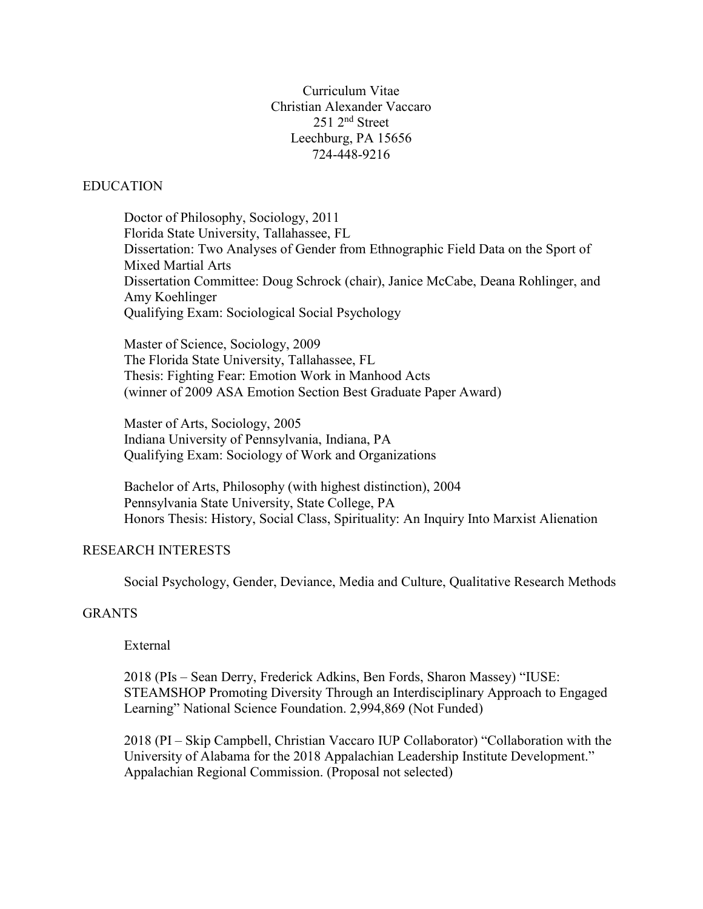Curriculum Vitae
Christian Alexander Vaccaro
251 2nd Street
Leechburg, PA 15656
724-448-9216

## EDUCATION

Doctor of Philosophy, Sociology, 2011
Florida State University, Tallahassee, FL
Dissertation: Two Analyses of Gender from Ethnographic Field Data on the Sport of Mixed Martial Arts
Dissertation Committee: Doug Schrock (chair), Janice McCabe, Deana Rohlinger, and Amy Koehlinger
Qualifying Exam: Sociological Social Psychology

Master of Science, Sociology, 2009
The Florida State University, Tallahassee, FL
Thesis: Fighting Fear: Emotion Work in Manhood Acts
(winner of 2009 ASA Emotion Section Best Graduate Paper Award)

Master of Arts, Sociology, 2005
Indiana University of Pennsylvania, Indiana, PA
Qualifying Exam: Sociology of Work and Organizations

Bachelor of Arts, Philosophy (with highest distinction), 2004
Pennsylvania State University, State College, PA
Honors Thesis: History, Social Class, Spirituality: An Inquiry Into Marxist Alienation

## RESEARCH INTERESTS

Social Psychology, Gender, Deviance, Media and Culture, Qualitative Research Methods

## GRANTS

External

2018 (PIs – Sean Derry, Frederick Adkins, Ben Fords, Sharon Massey) "IUSE: STEAMSHOP Promoting Diversity Through an Interdisciplinary Approach to Engaged Learning" National Science Foundation. 2,994,869 (Not Funded)

2018 (PI – Skip Campbell, Christian Vaccaro IUP Collaborator) "Collaboration with the University of Alabama for the 2018 Appalachian Leadership Institute Development." Appalachian Regional Commission. (Proposal not selected)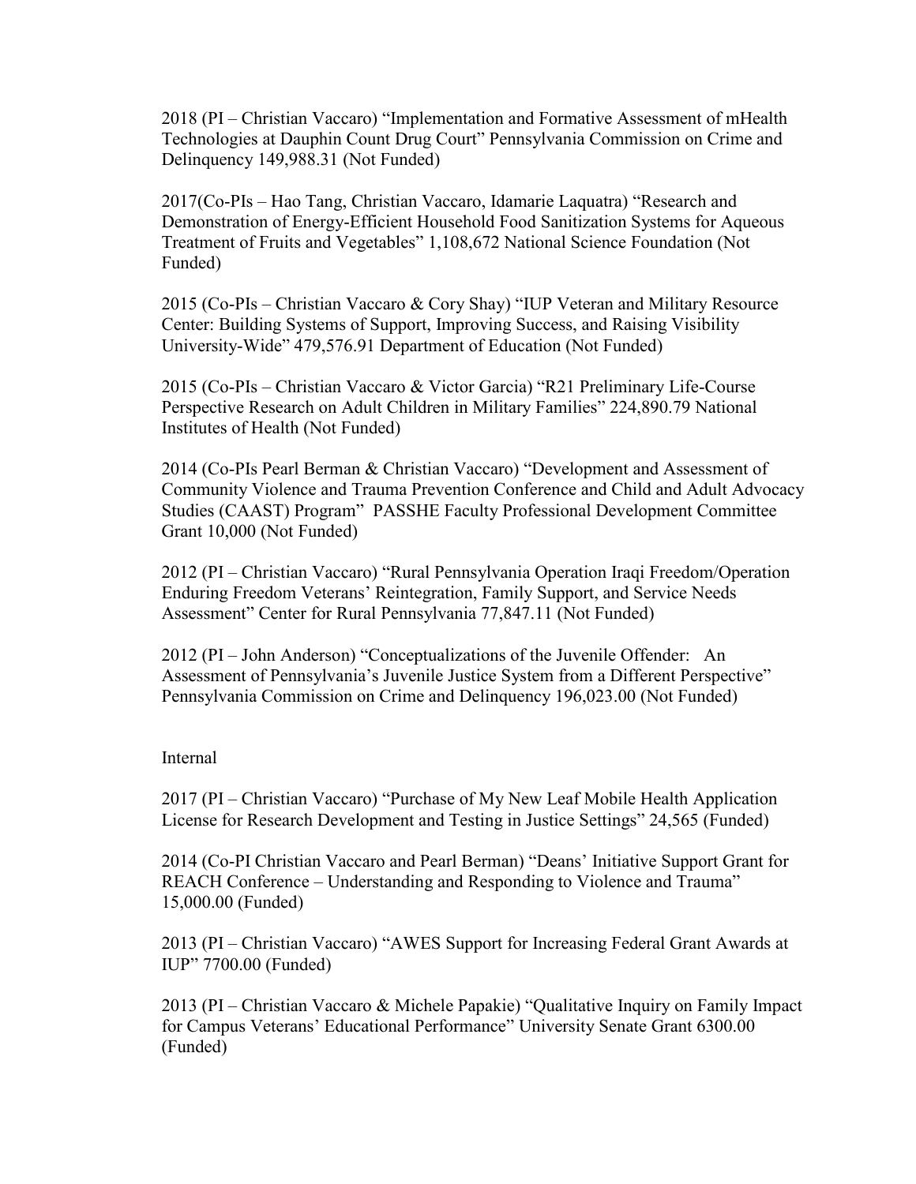2018 (PI – Christian Vaccaro) "Implementation and Formative Assessment of mHealth Technologies at Dauphin Count Drug Court" Pennsylvania Commission on Crime and Delinquency 149,988.31 (Not Funded)

2017(Co-PIs – Hao Tang, Christian Vaccaro, Idamarie Laquatra) "Research and Demonstration of Energy-Efficient Household Food Sanitization Systems for Aqueous Treatment of Fruits and Vegetables" 1,108,672 National Science Foundation (Not Funded)

2015 (Co-PIs – Christian Vaccaro & Cory Shay) "IUP Veteran and Military Resource Center: Building Systems of Support, Improving Success, and Raising Visibility University-Wide" 479,576.91 Department of Education (Not Funded)

2015 (Co-PIs – Christian Vaccaro & Victor Garcia) "R21 Preliminary Life-Course Perspective Research on Adult Children in Military Families" 224,890.79 National Institutes of Health (Not Funded)

2014 (Co-PIs Pearl Berman & Christian Vaccaro) "Development and Assessment of Community Violence and Trauma Prevention Conference and Child and Adult Advocacy Studies (CAAST) Program" PASSHE Faculty Professional Development Committee Grant 10,000 (Not Funded)

2012 (PI – Christian Vaccaro) "Rural Pennsylvania Operation Iraqi Freedom/Operation Enduring Freedom Veterans' Reintegration, Family Support, and Service Needs Assessment" Center for Rural Pennsylvania 77,847.11 (Not Funded)

2012 (PI – John Anderson) "Conceptualizations of the Juvenile Offender: An Assessment of Pennsylvania's Juvenile Justice System from a Different Perspective" Pennsylvania Commission on Crime and Delinquency 196,023.00 (Not Funded)

Internal

2017 (PI – Christian Vaccaro) "Purchase of My New Leaf Mobile Health Application License for Research Development and Testing in Justice Settings" 24,565 (Funded)

2014 (Co-PI Christian Vaccaro and Pearl Berman) "Deans' Initiative Support Grant for REACH Conference – Understanding and Responding to Violence and Trauma" 15,000.00 (Funded)

2013 (PI – Christian Vaccaro) "AWES Support for Increasing Federal Grant Awards at IUP" 7700.00 (Funded)

2013 (PI – Christian Vaccaro & Michele Papakie) "Qualitative Inquiry on Family Impact for Campus Veterans' Educational Performance" University Senate Grant 6300.00 (Funded)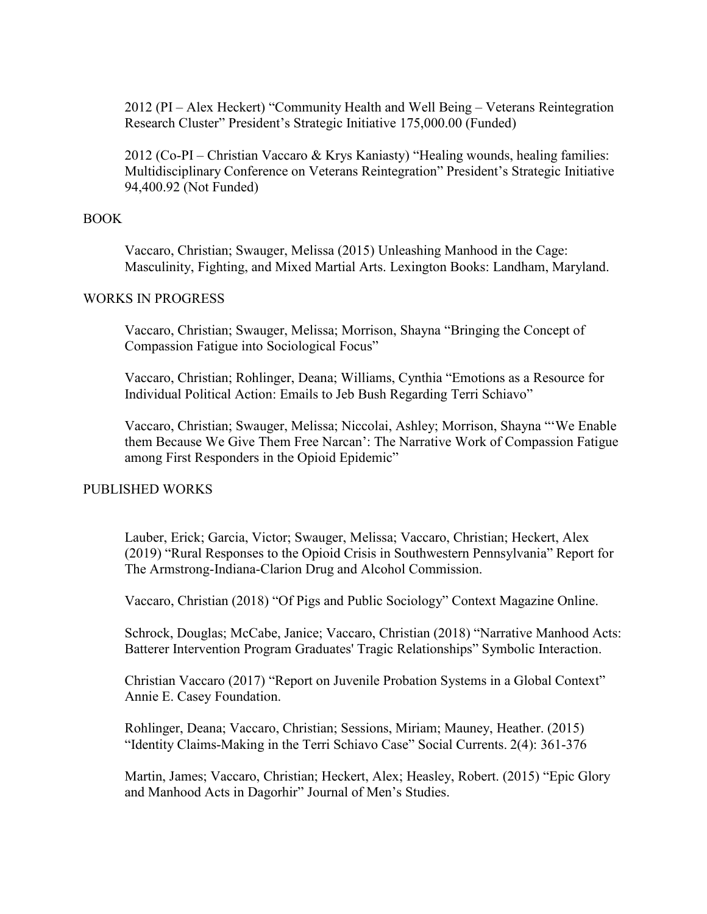2012 (PI – Alex Heckert) "Community Health and Well Being – Veterans Reintegration Research Cluster" President's Strategic Initiative 175,000.00 (Funded)

2012 (Co-PI – Christian Vaccaro & Krys Kaniasty) "Healing wounds, healing families: Multidisciplinary Conference on Veterans Reintegration" President's Strategic Initiative 94,400.92 (Not Funded)

## BOOK

Vaccaro, Christian; Swauger, Melissa (2015) Unleashing Manhood in the Cage: Masculinity, Fighting, and Mixed Martial Arts. Lexington Books: Landham, Maryland.

## WORKS IN PROGRESS

Vaccaro, Christian; Swauger, Melissa; Morrison, Shayna "Bringing the Concept of Compassion Fatigue into Sociological Focus"

Vaccaro, Christian; Rohlinger, Deana; Williams, Cynthia "Emotions as a Resource for Individual Political Action: Emails to Jeb Bush Regarding Terri Schiavo"

Vaccaro, Christian; Swauger, Melissa; Niccolai, Ashley; Morrison, Shayna "'We Enable them Because We Give Them Free Narcan': The Narrative Work of Compassion Fatigue among First Responders in the Opioid Epidemic"

## PUBLISHED WORKS

Lauber, Erick; Garcia, Victor; Swauger, Melissa; Vaccaro, Christian; Heckert, Alex (2019) "Rural Responses to the Opioid Crisis in Southwestern Pennsylvania" Report for The Armstrong-Indiana-Clarion Drug and Alcohol Commission.

Vaccaro, Christian (2018) "Of Pigs and Public Sociology" Context Magazine Online.

Schrock, Douglas; McCabe, Janice; Vaccaro, Christian (2018) "Narrative Manhood Acts: Batterer Intervention Program Graduates' Tragic Relationships" Symbolic Interaction.

Christian Vaccaro (2017) "Report on Juvenile Probation Systems in a Global Context" Annie E. Casey Foundation.

Rohlinger, Deana; Vaccaro, Christian; Sessions, Miriam; Mauney, Heather. (2015) "Identity Claims-Making in the Terri Schiavo Case" Social Currents. 2(4): 361-376

Martin, James; Vaccaro, Christian; Heckert, Alex; Heasley, Robert. (2015) "Epic Glory and Manhood Acts in Dagorhir" Journal of Men's Studies.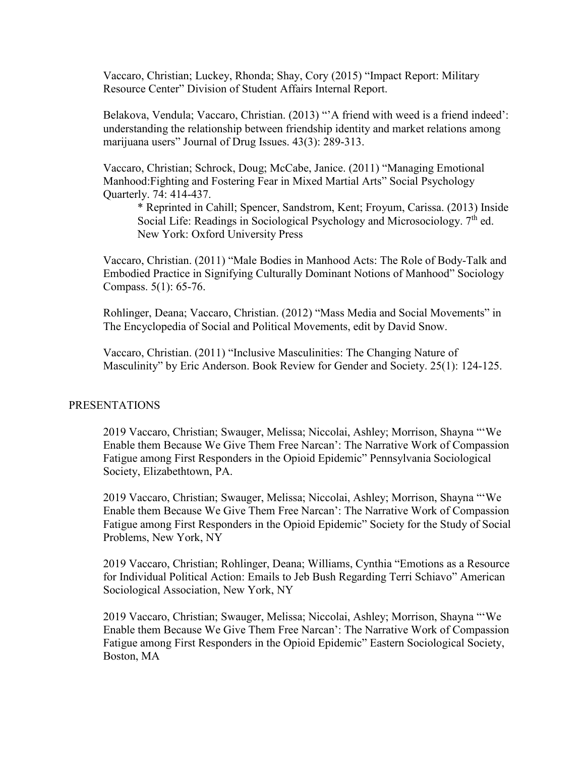Vaccaro, Christian; Luckey, Rhonda; Shay, Cory (2015) "Impact Report: Military Resource Center" Division of Student Affairs Internal Report.

Belakova, Vendula; Vaccaro, Christian. (2013) "'A friend with weed is a friend indeed': understanding the relationship between friendship identity and market relations among marijuana users" Journal of Drug Issues. 43(3): 289-313.

Vaccaro, Christian; Schrock, Doug; McCabe, Janice. (2011) "Managing Emotional Manhood:Fighting and Fostering Fear in Mixed Martial Arts" Social Psychology Quarterly. 74: 414-437.

> * Reprinted in Cahill; Spencer, Sandstrom, Kent; Froyum, Carissa. (2013) Inside Social Life: Readings in Sociological Psychology and Microsociology. 7th ed. New York: Oxford University Press

Vaccaro, Christian. (2011) "Male Bodies in Manhood Acts: The Role of Body-Talk and Embodied Practice in Signifying Culturally Dominant Notions of Manhood" Sociology Compass. 5(1): 65-76.

Rohlinger, Deana; Vaccaro, Christian. (2012) "Mass Media and Social Movements" in The Encyclopedia of Social and Political Movements, edit by David Snow.

Vaccaro, Christian. (2011) "Inclusive Masculinities: The Changing Nature of Masculinity" by Eric Anderson. Book Review for Gender and Society. 25(1): 124-125.

## PRESENTATIONS

2019 Vaccaro, Christian; Swauger, Melissa; Niccolai, Ashley; Morrison, Shayna "'We Enable them Because We Give Them Free Narcan': The Narrative Work of Compassion Fatigue among First Responders in the Opioid Epidemic" Pennsylvania Sociological Society, Elizabethtown, PA.

2019 Vaccaro, Christian; Swauger, Melissa; Niccolai, Ashley; Morrison, Shayna "'We Enable them Because We Give Them Free Narcan': The Narrative Work of Compassion Fatigue among First Responders in the Opioid Epidemic" Society for the Study of Social Problems, New York, NY

2019 Vaccaro, Christian; Rohlinger, Deana; Williams, Cynthia "Emotions as a Resource for Individual Political Action: Emails to Jeb Bush Regarding Terri Schiavo" American Sociological Association, New York, NY

2019 Vaccaro, Christian; Swauger, Melissa; Niccolai, Ashley; Morrison, Shayna "'We Enable them Because We Give Them Free Narcan': The Narrative Work of Compassion Fatigue among First Responders in the Opioid Epidemic" Eastern Sociological Society, Boston, MA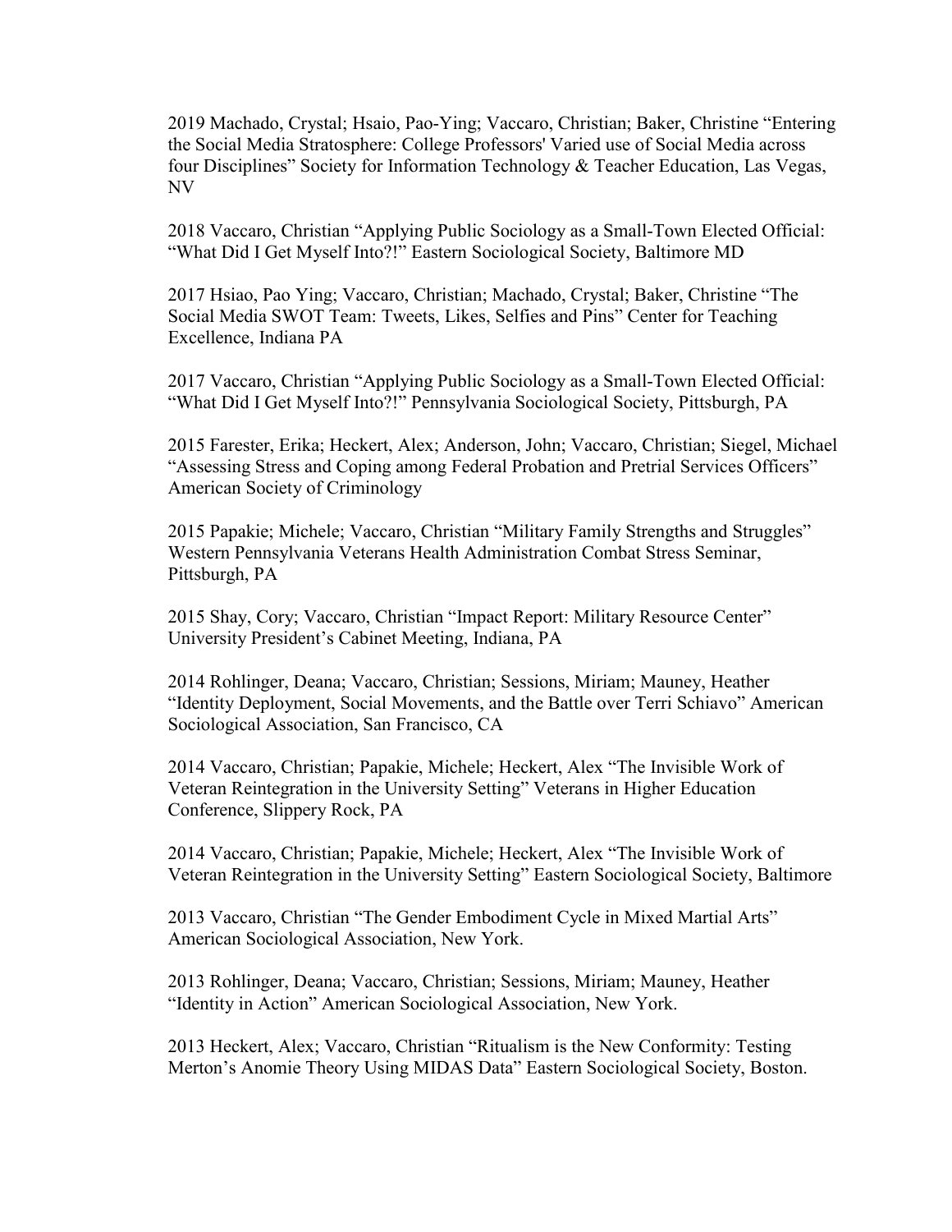2019 Machado, Crystal; Hsaio, Pao-Ying; Vaccaro, Christian; Baker, Christine "Entering the Social Media Stratosphere: College Professors' Varied use of Social Media across four Disciplines" Society for Information Technology & Teacher Education, Las Vegas, NV

2018 Vaccaro, Christian "Applying Public Sociology as a Small-Town Elected Official: "What Did I Get Myself Into?!" Eastern Sociological Society, Baltimore MD

2017 Hsiao, Pao Ying; Vaccaro, Christian; Machado, Crystal; Baker, Christine "The Social Media SWOT Team: Tweets, Likes, Selfies and Pins" Center for Teaching Excellence, Indiana PA

2017 Vaccaro, Christian "Applying Public Sociology as a Small-Town Elected Official: "What Did I Get Myself Into?!" Pennsylvania Sociological Society, Pittsburgh, PA

2015 Farester, Erika; Heckert, Alex; Anderson, John; Vaccaro, Christian; Siegel, Michael "Assessing Stress and Coping among Federal Probation and Pretrial Services Officers" American Society of Criminology

2015 Papakie; Michele; Vaccaro, Christian "Military Family Strengths and Struggles" Western Pennsylvania Veterans Health Administration Combat Stress Seminar, Pittsburgh, PA

2015 Shay, Cory; Vaccaro, Christian "Impact Report: Military Resource Center" University President's Cabinet Meeting, Indiana, PA

2014 Rohlinger, Deana; Vaccaro, Christian; Sessions, Miriam; Mauney, Heather "Identity Deployment, Social Movements, and the Battle over Terri Schiavo" American Sociological Association, San Francisco, CA

2014 Vaccaro, Christian; Papakie, Michele; Heckert, Alex "The Invisible Work of Veteran Reintegration in the University Setting" Veterans in Higher Education Conference, Slippery Rock, PA

2014 Vaccaro, Christian; Papakie, Michele; Heckert, Alex "The Invisible Work of Veteran Reintegration in the University Setting" Eastern Sociological Society, Baltimore

2013 Vaccaro, Christian "The Gender Embodiment Cycle in Mixed Martial Arts" American Sociological Association, New York.

2013 Rohlinger, Deana; Vaccaro, Christian; Sessions, Miriam; Mauney, Heather "Identity in Action" American Sociological Association, New York.

2013 Heckert, Alex; Vaccaro, Christian "Ritualism is the New Conformity: Testing Merton's Anomie Theory Using MIDAS Data" Eastern Sociological Society, Boston.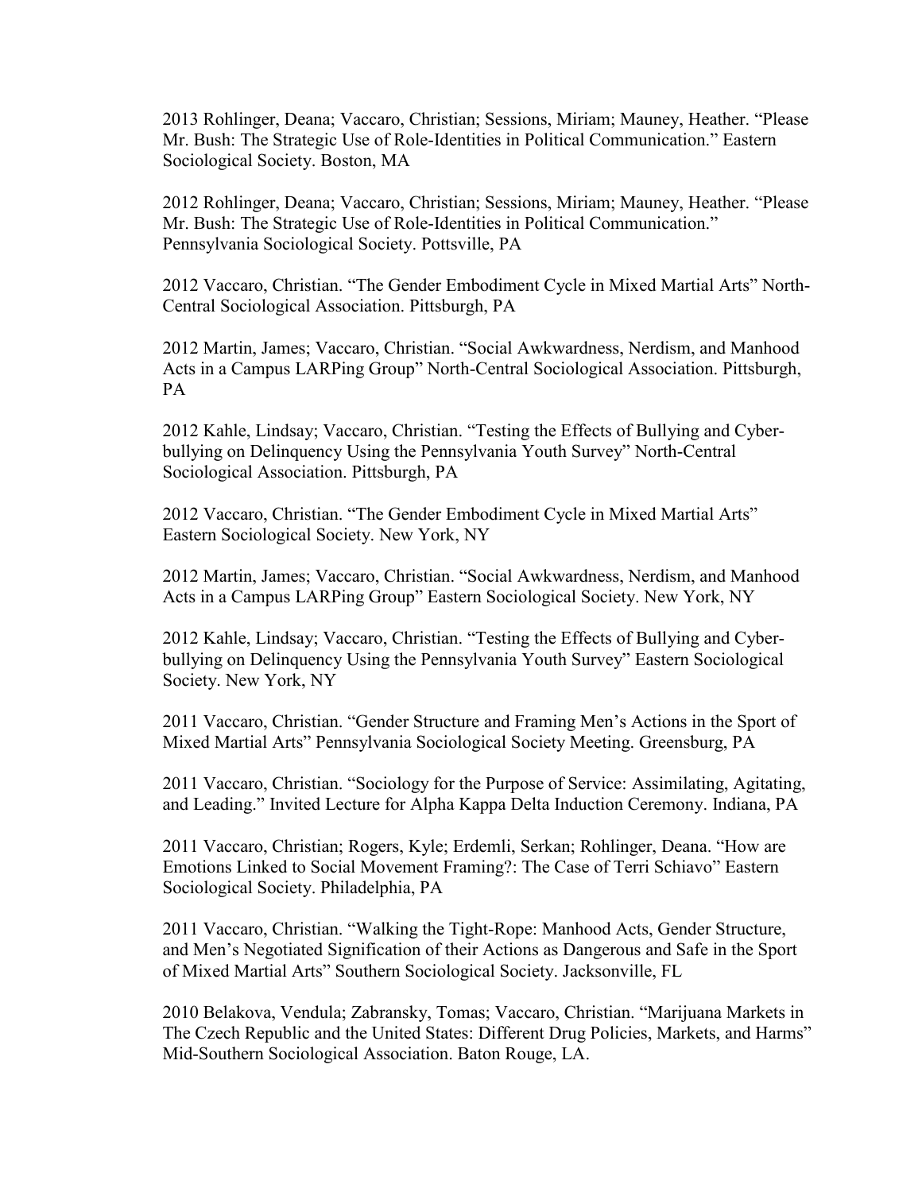2013 Rohlinger, Deana; Vaccaro, Christian; Sessions, Miriam; Mauney, Heather. "Please Mr. Bush: The Strategic Use of Role-Identities in Political Communication." Eastern Sociological Society. Boston, MA

2012 Rohlinger, Deana; Vaccaro, Christian; Sessions, Miriam; Mauney, Heather. "Please Mr. Bush: The Strategic Use of Role-Identities in Political Communication." Pennsylvania Sociological Society. Pottsville, PA

2012 Vaccaro, Christian. "The Gender Embodiment Cycle in Mixed Martial Arts" North-Central Sociological Association. Pittsburgh, PA

2012 Martin, James; Vaccaro, Christian. "Social Awkwardness, Nerdism, and Manhood Acts in a Campus LARPing Group" North-Central Sociological Association. Pittsburgh, PA

2012 Kahle, Lindsay; Vaccaro, Christian. "Testing the Effects of Bullying and Cyber-bullying on Delinquency Using the Pennsylvania Youth Survey" North-Central Sociological Association. Pittsburgh, PA

2012 Vaccaro, Christian. "The Gender Embodiment Cycle in Mixed Martial Arts" Eastern Sociological Society. New York, NY

2012 Martin, James; Vaccaro, Christian. "Social Awkwardness, Nerdism, and Manhood Acts in a Campus LARPing Group" Eastern Sociological Society. New York, NY

2012 Kahle, Lindsay; Vaccaro, Christian. "Testing the Effects of Bullying and Cyber-bullying on Delinquency Using the Pennsylvania Youth Survey" Eastern Sociological Society. New York, NY

2011 Vaccaro, Christian. "Gender Structure and Framing Men's Actions in the Sport of Mixed Martial Arts" Pennsylvania Sociological Society Meeting. Greensburg, PA

2011 Vaccaro, Christian. "Sociology for the Purpose of Service: Assimilating, Agitating, and Leading." Invited Lecture for Alpha Kappa Delta Induction Ceremony. Indiana, PA

2011 Vaccaro, Christian; Rogers, Kyle; Erdemli, Serkan; Rohlinger, Deana. "How are Emotions Linked to Social Movement Framing?: The Case of Terri Schiavo" Eastern Sociological Society. Philadelphia, PA

2011 Vaccaro, Christian. "Walking the Tight-Rope: Manhood Acts, Gender Structure, and Men's Negotiated Signification of their Actions as Dangerous and Safe in the Sport of Mixed Martial Arts" Southern Sociological Society. Jacksonville, FL

2010 Belakova, Vendula; Zabransky, Tomas; Vaccaro, Christian. "Marijuana Markets in The Czech Republic and the United States: Different Drug Policies, Markets, and Harms" Mid-Southern Sociological Association. Baton Rouge, LA.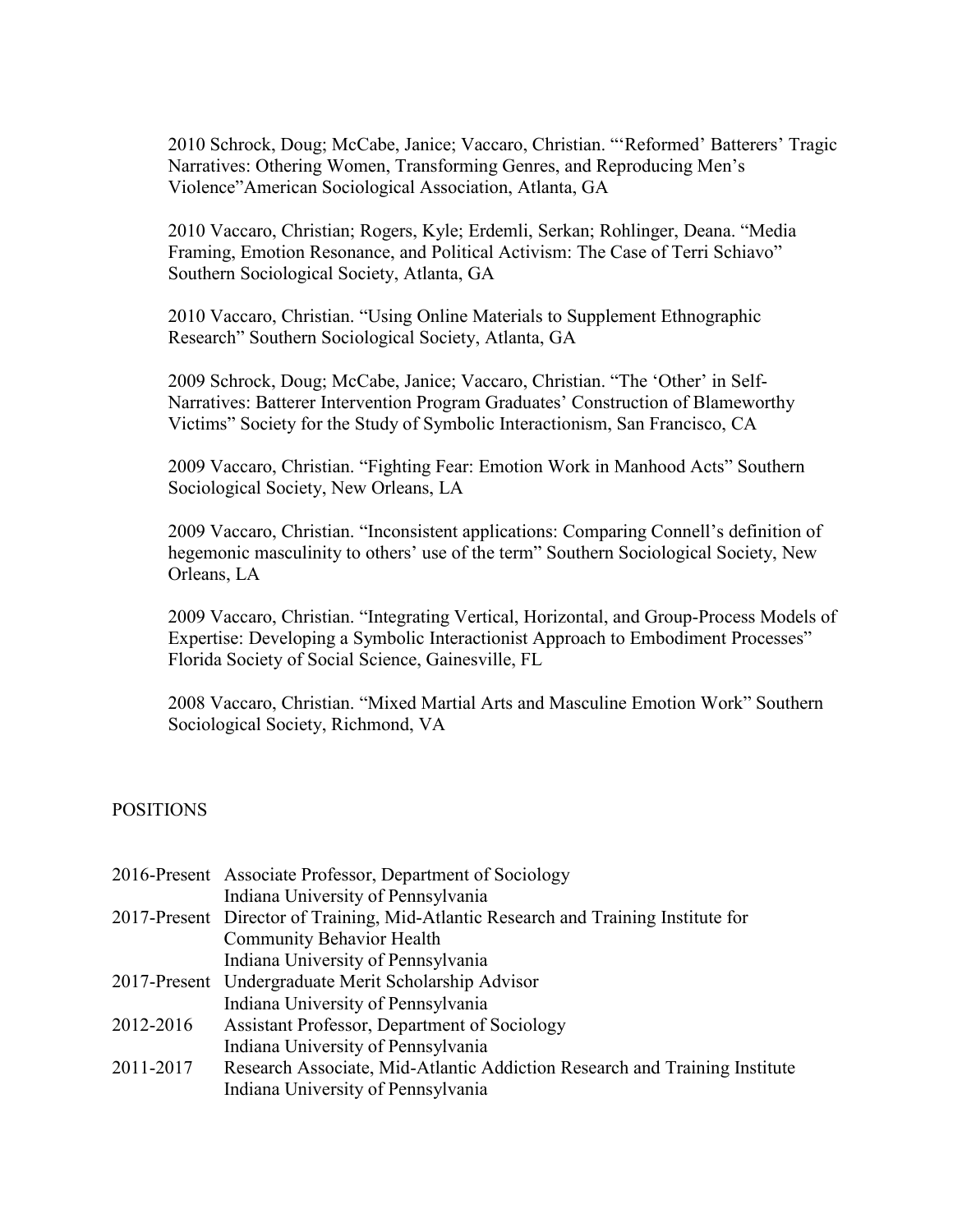2010 Schrock, Doug; McCabe, Janice; Vaccaro, Christian. "'Reformed' Batterers' Tragic Narratives: Othering Women, Transforming Genres, and Reproducing Men's Violence"American Sociological Association, Atlanta, GA

2010 Vaccaro, Christian; Rogers, Kyle; Erdemli, Serkan; Rohlinger, Deana. "Media Framing, Emotion Resonance, and Political Activism: The Case of Terri Schiavo" Southern Sociological Society, Atlanta, GA

2010 Vaccaro, Christian. "Using Online Materials to Supplement Ethnographic Research" Southern Sociological Society, Atlanta, GA

2009 Schrock, Doug; McCabe, Janice; Vaccaro, Christian. "The 'Other' in Self-Narratives: Batterer Intervention Program Graduates' Construction of Blameworthy Victims" Society for the Study of Symbolic Interactionism, San Francisco, CA

2009 Vaccaro, Christian. "Fighting Fear: Emotion Work in Manhood Acts" Southern Sociological Society, New Orleans, LA

2009 Vaccaro, Christian. "Inconsistent applications: Comparing Connell's definition of hegemonic masculinity to others' use of the term" Southern Sociological Society, New Orleans, LA

2009 Vaccaro, Christian. "Integrating Vertical, Horizontal, and Group-Process Models of Expertise: Developing a Symbolic Interactionist Approach to Embodiment Processes" Florida Society of Social Science, Gainesville, FL

2008 Vaccaro, Christian. "Mixed Martial Arts and Masculine Emotion Work" Southern Sociological Society, Richmond, VA

## POSITIONS

| | |
|---|---|
| 2016-Present | Associate Professor, Department of Sociology<br>Indiana University of Pennsylvania |
| 2017-Present | Director of Training, Mid-Atlantic Research and Training Institute for Community Behavior Health<br>Indiana University of Pennsylvania |
| 2017-Present | Undergraduate Merit Scholarship Advisor<br>Indiana University of Pennsylvania |
| 2012-2016 | Assistant Professor, Department of Sociology<br>Indiana University of Pennsylvania |
| 2011-2017 | Research Associate, Mid-Atlantic Addiction Research and Training Institute<br>Indiana University of Pennsylvania |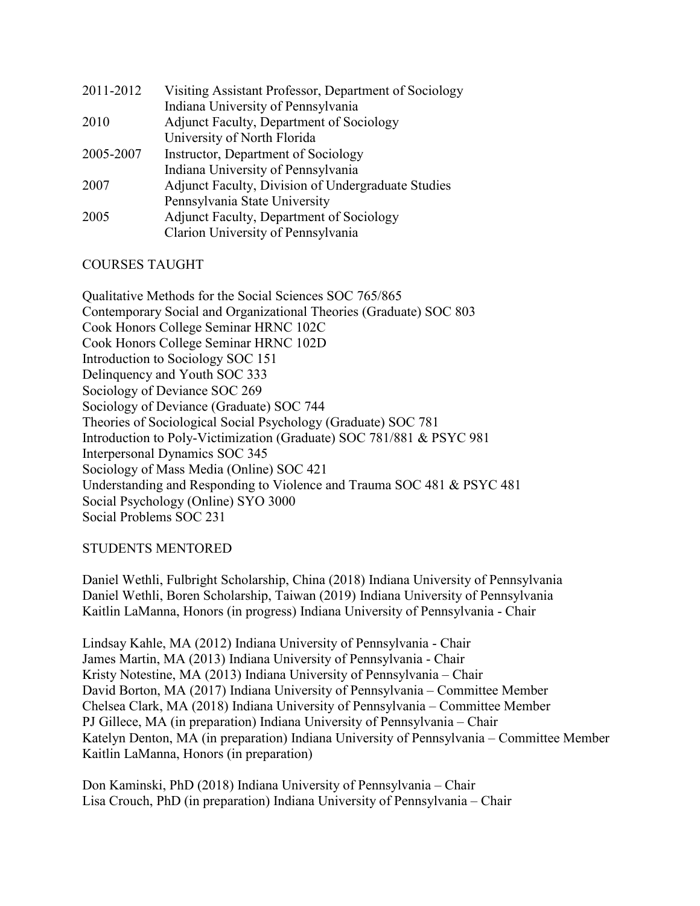| | |
|---|---|
| 2011-2012 | Visiting Assistant Professor, Department of Sociology<br>Indiana University of Pennsylvania |
| 2010 | Adjunct Faculty, Department of Sociology<br>University of North Florida |
| 2005-2007 | Instructor, Department of Sociology<br>Indiana University of Pennsylvania |
| 2007 | Adjunct Faculty, Division of Undergraduate Studies<br>Pennsylvania State University |
| 2005 | Adjunct Faculty, Department of Sociology<br>Clarion University of Pennsylvania |

## COURSES TAUGHT

Qualitative Methods for the Social Sciences SOC 765/865
Contemporary Social and Organizational Theories (Graduate) SOC 803
Cook Honors College Seminar HRNC 102C
Cook Honors College Seminar HRNC 102D
Introduction to Sociology SOC 151
Delinquency and Youth SOC 333
Sociology of Deviance SOC 269
Sociology of Deviance (Graduate) SOC 744
Theories of Sociological Social Psychology (Graduate) SOC 781
Introduction to Poly-Victimization (Graduate) SOC 781/881 & PSYC 981
Interpersonal Dynamics SOC 345
Sociology of Mass Media (Online) SOC 421
Understanding and Responding to Violence and Trauma SOC 481 & PSYC 481
Social Psychology (Online) SYO 3000
Social Problems SOC 231

## STUDENTS MENTORED

Daniel Wethli, Fulbright Scholarship, China (2018) Indiana University of Pennsylvania
Daniel Wethli, Boren Scholarship, Taiwan (2019) Indiana University of Pennsylvania
Kaitlin LaManna, Honors (in progress) Indiana University of Pennsylvania - Chair

Lindsay Kahle, MA (2012) Indiana University of Pennsylvania - Chair
James Martin, MA (2013) Indiana University of Pennsylvania - Chair
Kristy Notestine, MA (2013) Indiana University of Pennsylvania – Chair
David Borton, MA (2017) Indiana University of Pennsylvania – Committee Member
Chelsea Clark, MA (2018) Indiana University of Pennsylvania – Committee Member
PJ Gillece, MA (in preparation) Indiana University of Pennsylvania – Chair
Katelyn Denton, MA (in preparation) Indiana University of Pennsylvania – Committee Member
Kaitlin LaManna, Honors (in preparation)

Don Kaminski, PhD (2018) Indiana University of Pennsylvania – Chair
Lisa Crouch, PhD (in preparation) Indiana University of Pennsylvania – Chair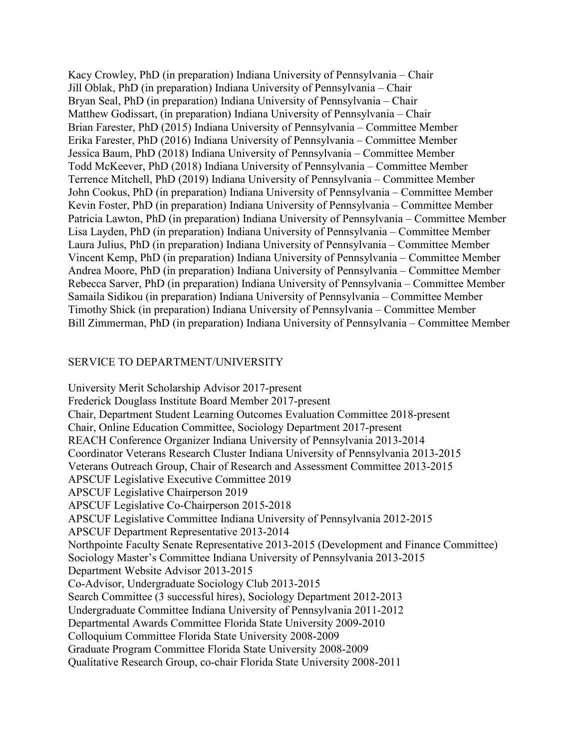Kacy Crowley, PhD (in preparation) Indiana University of Pennsylvania – Chair
Jill Oblak, PhD (in preparation) Indiana University of Pennsylvania – Chair
Bryan Seal, PhD (in preparation) Indiana University of Pennsylvania – Chair
Matthew Godissart, (in preparation) Indiana University of Pennsylvania – Chair
Brian Farester, PhD (2015) Indiana University of Pennsylvania – Committee Member
Erika Farester, PhD (2016) Indiana University of Pennsylvania – Committee Member
Jessica Baum, PhD (2018) Indiana University of Pennsylvania – Committee Member
Todd McKeever, PhD (2018) Indiana University of Pennsylvania – Committee Member
Terrence Mitchell, PhD (2019) Indiana University of Pennsylvania – Committee Member
John Cookus, PhD (in preparation) Indiana University of Pennsylvania – Committee Member
Kevin Foster, PhD (in preparation) Indiana University of Pennsylvania – Committee Member
Patricia Lawton, PhD (in preparation) Indiana University of Pennsylvania – Committee Member
Lisa Layden, PhD (in preparation) Indiana University of Pennsylvania – Committee Member
Laura Julius, PhD (in preparation) Indiana University of Pennsylvania – Committee Member
Vincent Kemp, PhD (in preparation) Indiana University of Pennsylvania – Committee Member
Andrea Moore, PhD (in preparation) Indiana University of Pennsylvania – Committee Member
Rebecca Sarver, PhD (in preparation) Indiana University of Pennsylvania – Committee Member
Samaila Sidikou (in preparation) Indiana University of Pennsylvania – Committee Member
Timothy Shick (in preparation) Indiana University of Pennsylvania – Committee Member
Bill Zimmerman, PhD (in preparation) Indiana University of Pennsylvania – Committee Member

## SERVICE TO DEPARTMENT/UNIVERSITY

University Merit Scholarship Advisor 2017-present
Frederick Douglass Institute Board Member 2017-present
Chair, Department Student Learning Outcomes Evaluation Committee 2018-present
Chair, Online Education Committee, Sociology Department 2017-present
REACH Conference Organizer Indiana University of Pennsylvania 2013-2014
Coordinator Veterans Research Cluster Indiana University of Pennsylvania 2013-2015
Veterans Outreach Group, Chair of Research and Assessment Committee 2013-2015
APSCUF Legislative Executive Committee 2019
APSCUF Legislative Chairperson 2019
APSCUF Legislative Co-Chairperson 2015-2018
APSCUF Legislative Committee Indiana University of Pennsylvania 2012-2015
APSCUF Department Representative 2013-2014
Northpointe Faculty Senate Representative 2013-2015 (Development and Finance Committee)
Sociology Master's Committee Indiana University of Pennsylvania 2013-2015
Department Website Advisor 2013-2015
Co-Advisor, Undergraduate Sociology Club 2013-2015
Search Committee (3 successful hires), Sociology Department 2012-2013
Undergraduate Committee Indiana University of Pennsylvania 2011-2012
Departmental Awards Committee Florida State University 2009-2010
Colloquium Committee Florida State University 2008-2009
Graduate Program Committee Florida State University 2008-2009
Qualitative Research Group, co-chair Florida State University 2008-2011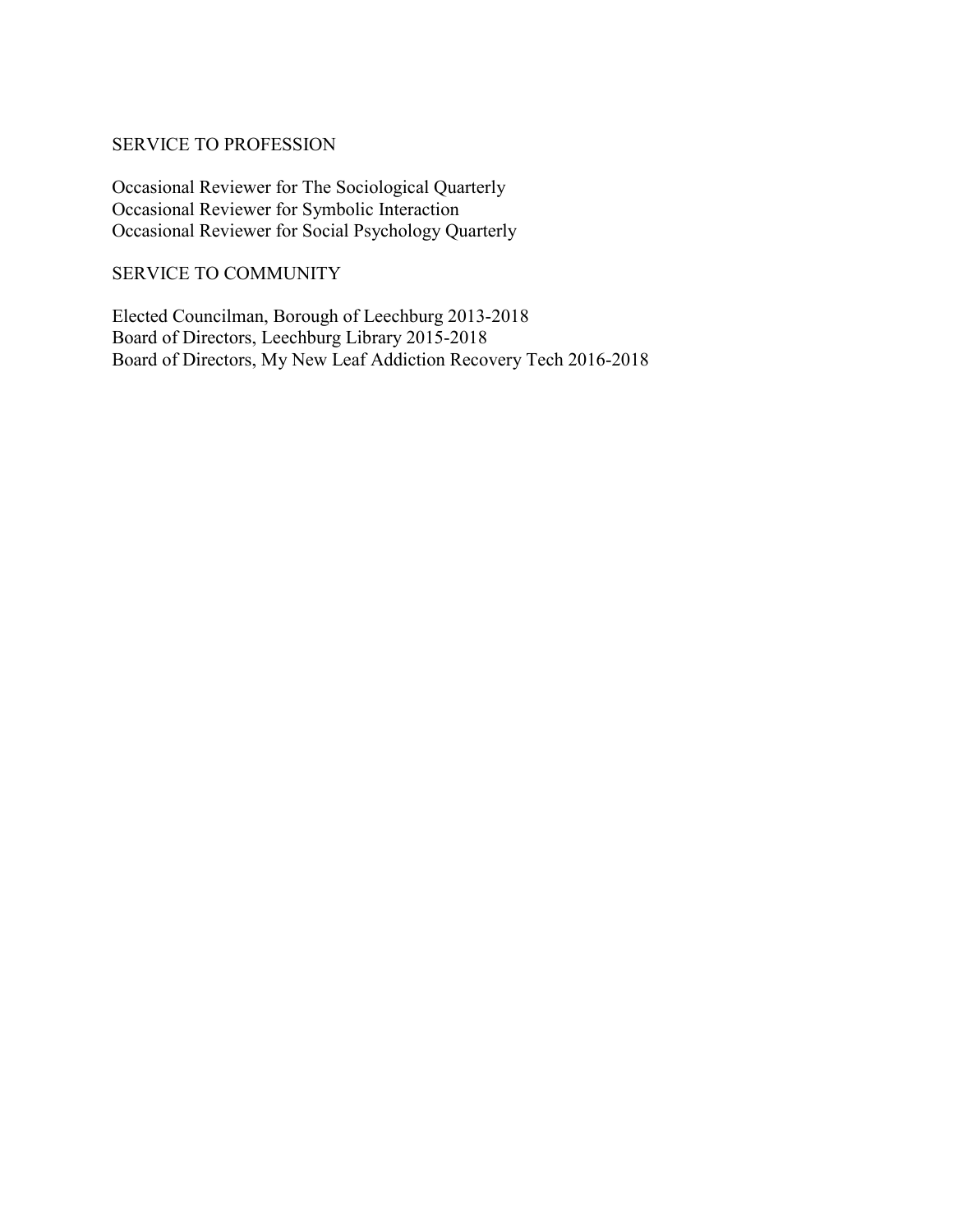## SERVICE TO PROFESSION

Occasional Reviewer for The Sociological Quarterly
Occasional Reviewer for Symbolic Interaction
Occasional Reviewer for Social Psychology Quarterly

## SERVICE TO COMMUNITY

Elected Councilman, Borough of Leechburg 2013-2018
Board of Directors, Leechburg Library 2015-2018
Board of Directors, My New Leaf Addiction Recovery Tech 2016-2018